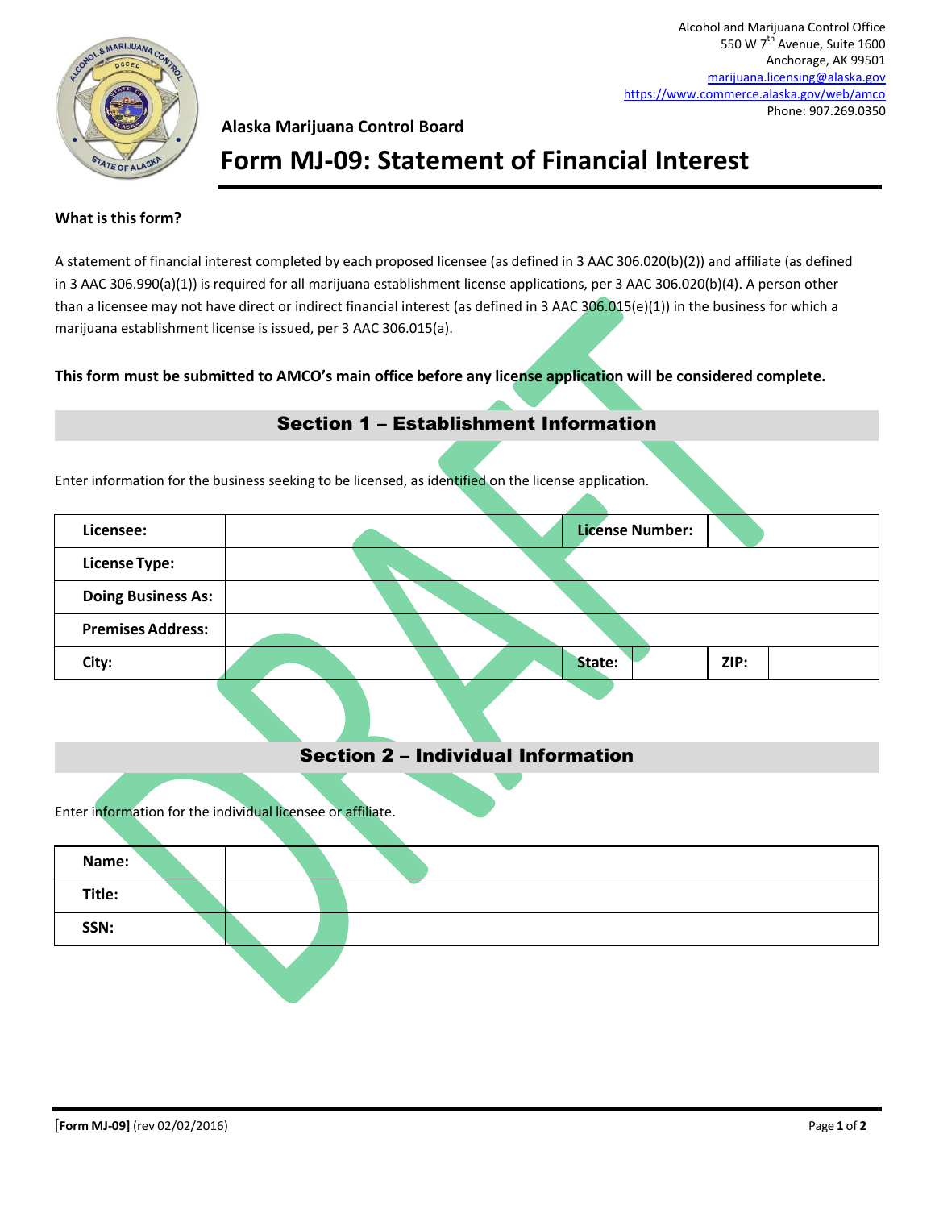Alcohol and Marijuana Control Office
550 W 7th Avenue, Suite 1600
Anchorage, AK 99501
marijuana.licensing@alaska.gov
https://www.commerce.alaska.gov/web/amco
Phone: 907.269.0350

**Alaska Marijuana Control Board**

# Form MJ-09: Statement of Financial Interest

**What is this form?**

A statement of financial interest completed by each proposed licensee (as defined in 3 AAC 306.020(b)(2)) and affiliate (as defined in 3 AAC 306.990(a)(1)) is required for all marijuana establishment license applications, per 3 AAC 306.020(b)(4). A person other than a licensee may not have direct or indirect financial interest (as defined in 3 AAC 306.015(e)(1)) in the business for which a marijuana establishment license is issued, per 3 AAC 306.015(a).

**This form must be submitted to AMCO's main office before any license application will be considered complete.**

## Section 1 – Establishment Information

Enter information for the business seeking to be licensed, as identified on the license application.

| | | | | | |
|---|---|---|---|---|---|
| **Licensee:** | | **License Number:** | | | |
| **License Type:** | | | | | |
| **Doing Business As:** | | | | | |
| **Premises Address:** | | | | | |
| **City:** | | **State:** | | **ZIP:** | |

## Section 2 – Individual Information

Enter information for the individual licensee or affiliate.

| | |
|---|---|
| **Name:** | |
| **Title:** | |
| **SSN:** | |

[Form MJ-09] (rev 02/02/2016)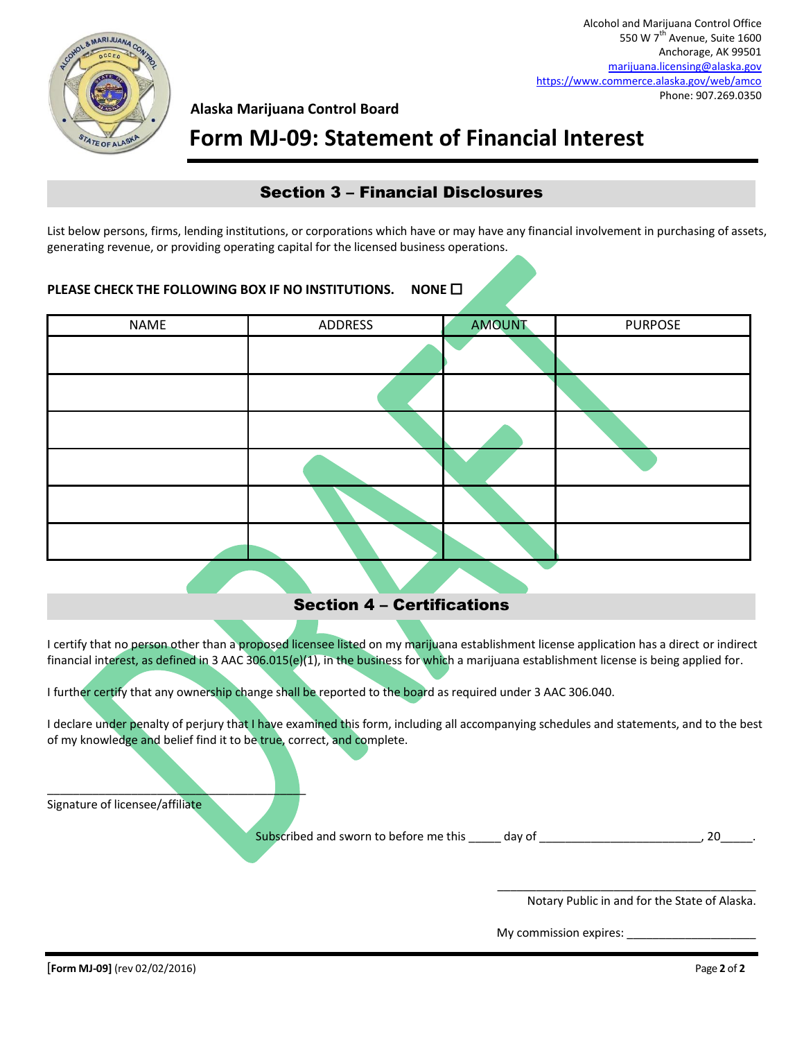Alcohol and Marijuana Control Office
550 W 7th Avenue, Suite 1600
Anchorage, AK 99501
marijuana.licensing@alaska.gov
https://www.commerce.alaska.gov/web/amco
Phone: 907.269.0350

**Alaska Marijuana Control Board**

# Form MJ-09: Statement of Financial Interest

## Section 3 – Financial Disclosures

List below persons, firms, lending institutions, or corporations which have or may have any financial involvement in purchasing of assets, generating revenue, or providing operating capital for the licensed business operations.

**PLEASE CHECK THE FOLLOWING BOX IF NO INSTITUTIONS. NONE ☐**

| NAME | ADDRESS | AMOUNT | PURPOSE |
|---|---|---|---|
| | | | |
| | | | |
| | | | |
| | | | |
| | | | |
| | | | |

## Section 4 – Certifications

I certify that no person other than a proposed licensee listed on my marijuana establishment license application has a direct or indirect financial interest, as defined in 3 AAC 306.015(e)(1), in the business for which a marijuana establishment license is being applied for.

I further certify that any ownership change shall be reported to the board as required under 3 AAC 306.040.

I declare under penalty of perjury that I have examined this form, including all accompanying schedules and statements, and to the best of my knowledge and belief find it to be true, correct, and complete.

_______________________________________

Signature of licensee/affiliate

Subscribed and sworn to before me this _____ day of _________________________, 20_____.

_______________________________________

Notary Public in and for the State of Alaska.

My commission expires: ____________________

**[Form MJ-09]** (rev 02/02/2016)